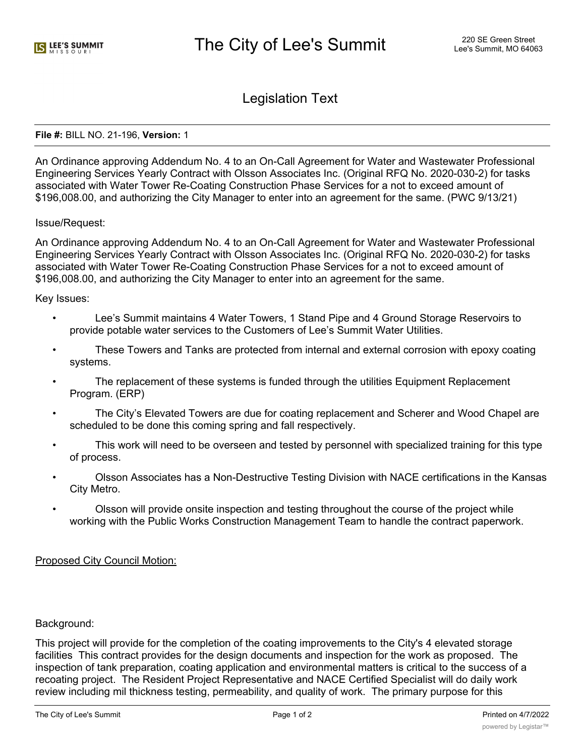# Legislation Text

**File #:** BILL NO. 21-196, **Version:** 1

An Ordinance approving Addendum No. 4 to an On-Call Agreement for Water and Wastewater Professional Engineering Services Yearly Contract with Olsson Associates Inc. (Original RFQ No. 2020-030-2) for tasks associated with Water Tower Re-Coating Construction Phase Services for a not to exceed amount of $196,008.00, and authorizing the City Manager to enter into an agreement for the same. (PWC 9/13/21)

Issue/Request:

An Ordinance approving Addendum No. 4 to an On-Call Agreement for Water and Wastewater Professional Engineering Services Yearly Contract with Olsson Associates Inc. (Original RFQ No. 2020-030-2) for tasks associated with Water Tower Re-Coating Construction Phase Services for a not to exceed amount of $196,008.00, and authorizing the City Manager to enter into an agreement for the same.

Key Issues:

- Lee's Summit maintains 4 Water Towers, 1 Stand Pipe and 4 Ground Storage Reservoirs to provide potable water services to the Customers of Lee's Summit Water Utilities.
- These Towers and Tanks are protected from internal and external corrosion with epoxy coating systems.
- The replacement of these systems is funded through the utilities Equipment Replacement Program. (ERP)
- The City's Elevated Towers are due for coating replacement and Scherer and Wood Chapel are scheduled to be done this coming spring and fall respectively.
- This work will need to be overseen and tested by personnel with specialized training for this type of process.
- Olsson Associates has a Non-Destructive Testing Division with NACE certifications in the Kansas City Metro.
- Olsson will provide onsite inspection and testing throughout the course of the project while working with the Public Works Construction Management Team to handle the contract paperwork.

Proposed City Council Motion:

Background:

This project will provide for the completion of the coating improvements to the City's 4 elevated storage facilities This contract provides for the design documents and inspection for the work as proposed. The inspection of tank preparation, coating application and environmental matters is critical to the success of a recoating project. The Resident Project Representative and NACE Certified Specialist will do daily work review including mil thickness testing, permeability, and quality of work. The primary purpose for this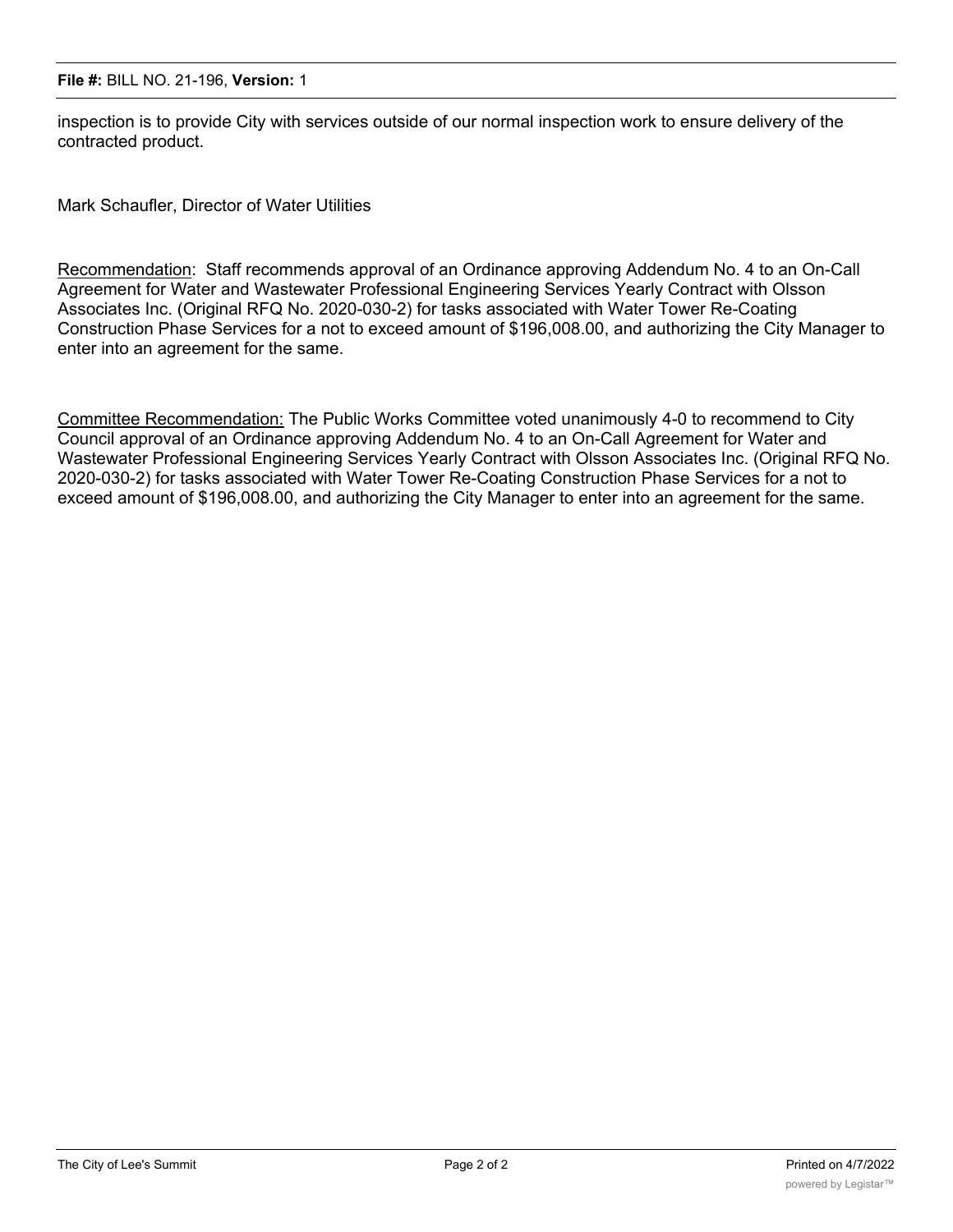inspection is to provide City with services outside of our normal inspection work to ensure delivery of the contracted product.

Mark Schaufler, Director of Water Utilities

Recommendation: Staff recommends approval of an Ordinance approving Addendum No. 4 to an On-Call Agreement for Water and Wastewater Professional Engineering Services Yearly Contract with Olsson Associates Inc. (Original RFQ No. 2020-030-2) for tasks associated with Water Tower Re-Coating Construction Phase Services for a not to exceed amount of $196,008.00, and authorizing the City Manager to enter into an agreement for the same.

Committee Recommendation: The Public Works Committee voted unanimously 4-0 to recommend to City Council approval of an Ordinance approving Addendum No. 4 to an On-Call Agreement for Water and Wastewater Professional Engineering Services Yearly Contract with Olsson Associates Inc. (Original RFQ No. 2020-030-2) for tasks associated with Water Tower Re-Coating Construction Phase Services for a not to exceed amount of $196,008.00, and authorizing the City Manager to enter into an agreement for the same.